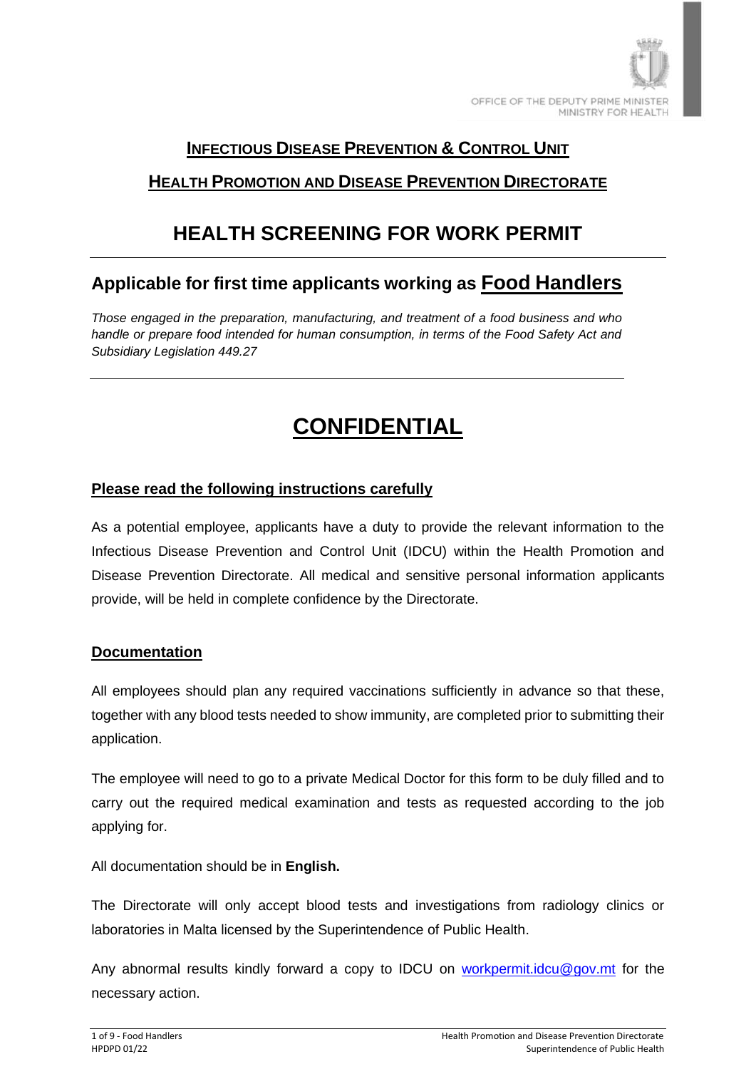OFFICE OF THE DEPUTY PRIME MINISTER
MINISTRY FOR HEALTH

## INFECTIOUS DISEASE PREVENTION & CONTROL UNIT

## HEALTH PROMOTION AND DISEASE PREVENTION DIRECTORATE

# HEALTH SCREENING FOR WORK PERMIT

## Applicable for first time applicants working as Food Handlers

*Those engaged in the preparation, manufacturing, and treatment of a food business and who handle or prepare food intended for human consumption, in terms of the Food Safety Act and Subsidiary Legislation 449.27*

# CONFIDENTIAL

### Please read the following instructions carefully

As a potential employee, applicants have a duty to provide the relevant information to the Infectious Disease Prevention and Control Unit (IDCU) within the Health Promotion and Disease Prevention Directorate. All medical and sensitive personal information applicants provide, will be held in complete confidence by the Directorate.

### Documentation

All employees should plan any required vaccinations sufficiently in advance so that these, together with any blood tests needed to show immunity, are completed prior to submitting their application.

The employee will need to go to a private Medical Doctor for this form to be duly filled and to carry out the required medical examination and tests as requested according to the job applying for.

All documentation should be in **English.**

The Directorate will only accept blood tests and investigations from radiology clinics or laboratories in Malta licensed by the Superintendence of Public Health.

Any abnormal results kindly forward a copy to IDCU on workpermit.idcu@gov.mt for the necessary action.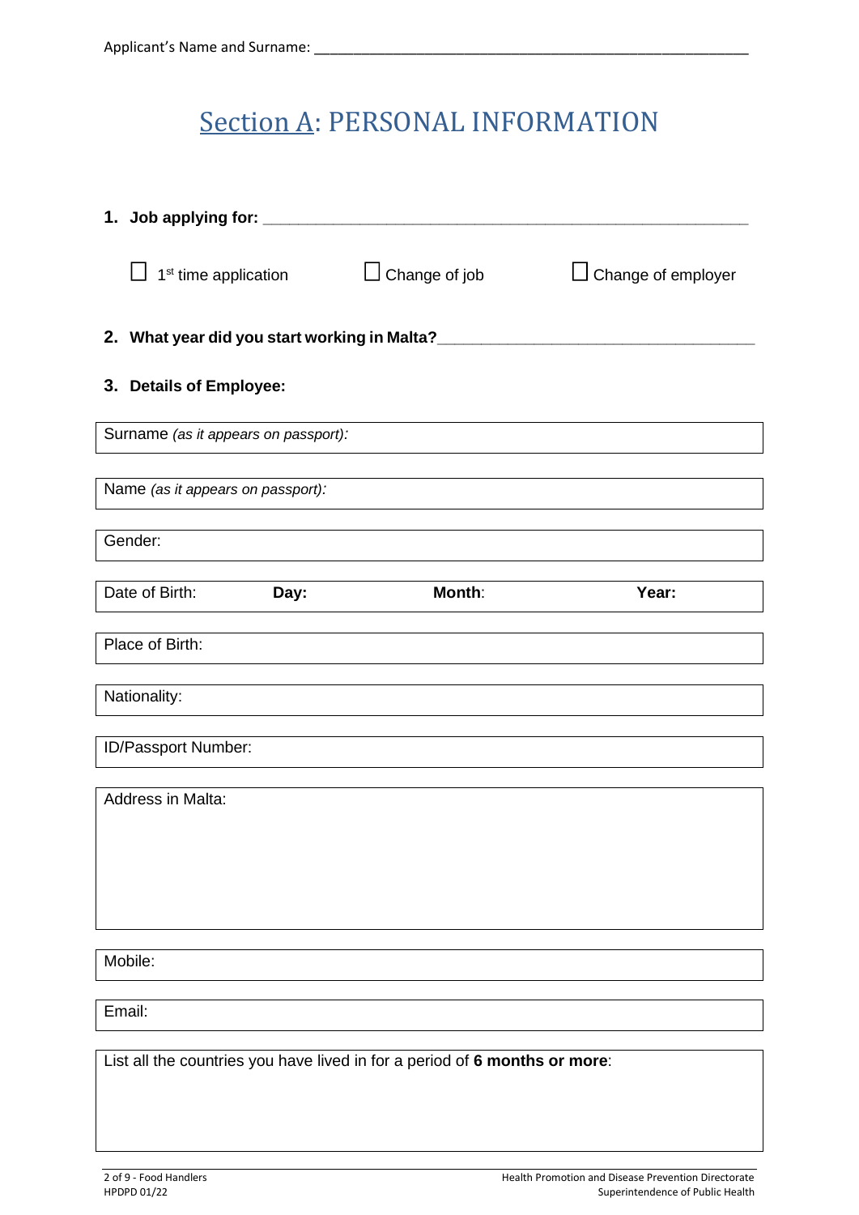Applicant's Name and Surname: ______________________________________________________

# Section A: PERSONAL INFORMATION

**1. Job applying for:** ______________________________________________________

☐ 1st time application ☐ Change of job ☐ Change of employer

**2. What year did you start working in Malta?** ___________________________________

**3. Details of Employee:**

| Surname *(as it appears on passport):* |
|---|

| Name *(as it appears on passport):* |
|---|

| Gender: |
|---|

| Date of Birth: | **Day:** | **Month**: | **Year:** |
|---|---|---|---|

| Place of Birth: |
|---|

| Nationality: |
|---|

| ID/Passport Number: |
|---|

| Address in Malta: |
|---|

| Mobile: |
|---|

| Email: |
|---|

| List all the countries you have lived in for a period of **6 months or more**: |
|---|

HPDPD 01/22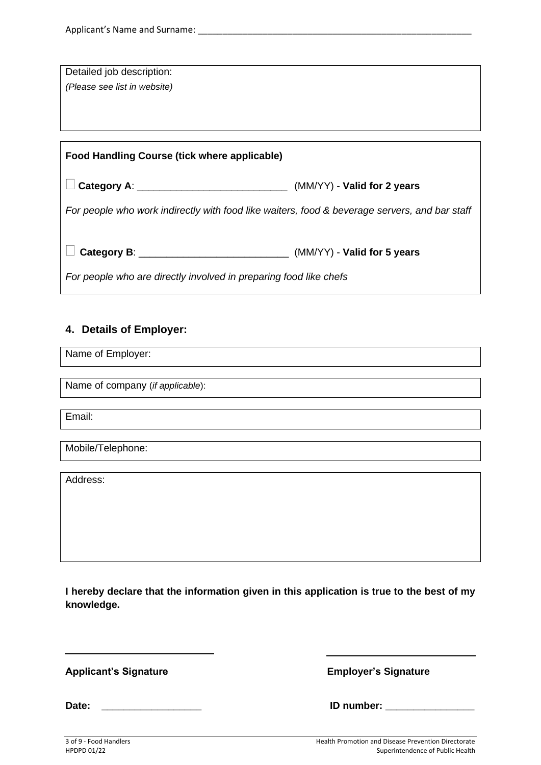Applicant's Name and Surname: ___________________________________________________________

Detailed job description:
*(Please see list in website)*

**Food Handling Course (tick where applicable)**

☐ **Category A**: ___________________________ (MM/YY) - **Valid for 2 years**

*For people who work indirectly with food like waiters, food & beverage servers, and bar staff*

☐ **Category B**: ___________________________ (MM/YY) - **Valid for 5 years**

*For people who are directly involved in preparing food like chefs*

## 4. Details of Employer:

Name of Employer:

Name of company (*if applicable*):

Email:

Mobile/Telephone:

Address:

**I hereby declare that the information given in this application is true to the best of my knowledge.**

**Applicant's Signature** ____________________________

**Employer's Signature** ____________________________

**Date:** ___________________

**ID number:** ________________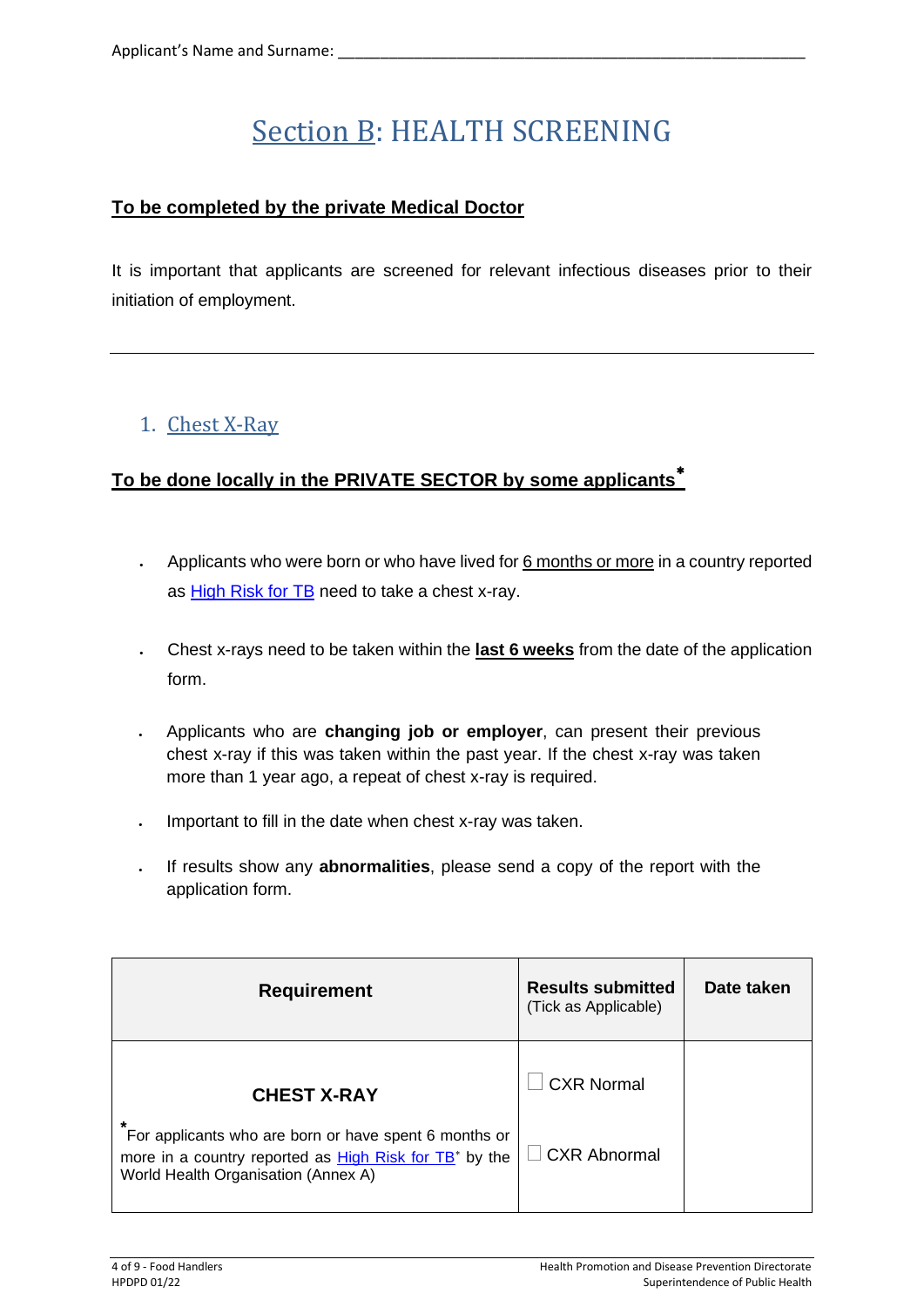Applicant's Name and Surname: ___________________________________________

# Section B: HEALTH SCREENING

**To be completed by the private Medical Doctor**

It is important that applicants are screened for relevant infectious diseases prior to their initiation of employment.

---

## 1. Chest X-Ray

**To be done locally in the PRIVATE SECTOR by some applicants***

- Applicants who were born or who have lived for 6 months or more in a country reported as High Risk for TB need to take a chest x-ray.
- Chest x-rays need to be taken within the **last 6 weeks** from the date of the application form.
- Applicants who are **changing job or employer**, can present their previous chest x-ray if this was taken within the past year. If the chest x-ray was taken more than 1 year ago, a repeat of chest x-ray is required.
- Important to fill in the date when chest x-ray was taken.
- If results show any **abnormalities**, please send a copy of the report with the application form.

| Requirement | Results submitted (Tick as Applicable) | Date taken |
|---|---|---|
| **CHEST X-RAY**<br>*For applicants who are born or have spent 6 months or more in a country reported as High Risk for TB* by the World Health Organisation (Annex A) | ☐ CXR Normal<br>☐ CXR Abnormal | |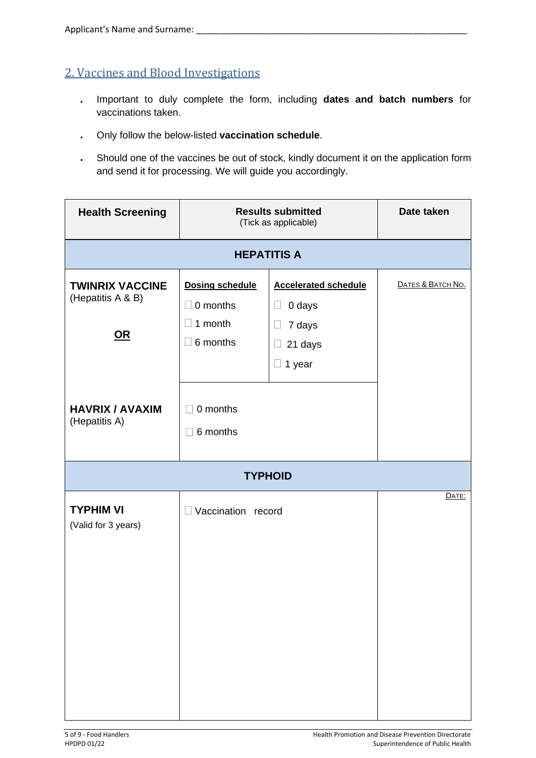Applicant's Name and Surname: ___________________________________________

## 2. Vaccines and Blood Investigations

- Important to duly complete the form, including **dates and batch numbers** for vaccinations taken.
- Only follow the below-listed **vaccination schedule**.
- Should one of the vaccines be out of stock, kindly document it on the application form and send it for processing. We will guide you accordingly.

| **Health Screening** | **Results submitted** (Tick as applicable) | | **Date taken** |
|---|---|---|---|
| **HEPATITIS A** | | | |
| **TWINRIX VACCINE** (Hepatitis A & B)<br><br>**OR** | **Dosing schedule**<br>☐ 0 months<br>☐ 1 month<br>☐ 6 months | **Accelerated schedule**<br>☐ 0 days<br>☐ 7 days<br>☐ 21 days<br>☐ 1 year | DATES & BATCH NO. |
| **HAVRIX / AVAXIM** (Hepatitis A) | ☐ 0 months<br>☐ 6 months | | |
| **TYPHOID** | | | |
| **TYPHIM VI** (Valid for 3 years) | ☐ Vaccination record | | DATE: |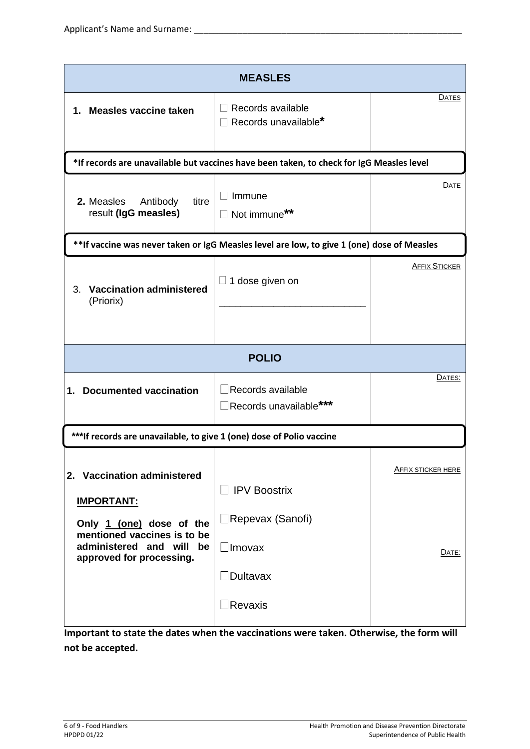Applicant's Name and Surname: ____________________________________________

| MEASLES | | |
|---|---|---|
| **1. Measles vaccine taken** | ☐ Records available<br>☐ Records unavailable* | DATES |
| ***If records are unavailable but vaccines have been taken, to check for IgG Measles level** | | |
| **2.** Measles Antibody titre result **(IgG measles)** | ☐ Immune<br>☐ Not immune** | DATE |
| ****If vaccine was never taken or IgG Measles level are low, to give 1 (one) dose of Measles** | | |
| 3. **Vaccination administered** (Priorix) | ☐ 1 dose given on<br>__________________________ | AFFIX STICKER |

| POLIO | | |
|---|---|---|
| **1. Documented vaccination** | ☐ Records available<br>☐ Records unavailable*** | DATES: |
| *****If records are unavailable, to give 1 (one) dose of Polio vaccine** | | |
| **2. Vaccination administered**<br>**IMPORTANT:**<br>**Only 1 (one) dose of the mentioned vaccines is to be administered and will be approved for processing.** | ☐ IPV Boostrix<br>☐ Repevax (Sanofi)<br>☐ Imovax<br>☐ Dultavax<br>☐ Revaxis | AFFIX STICKER HERE<br>DATE: |

**Important to state the dates when the vaccinations were taken. Otherwise, the form will not be accepted.**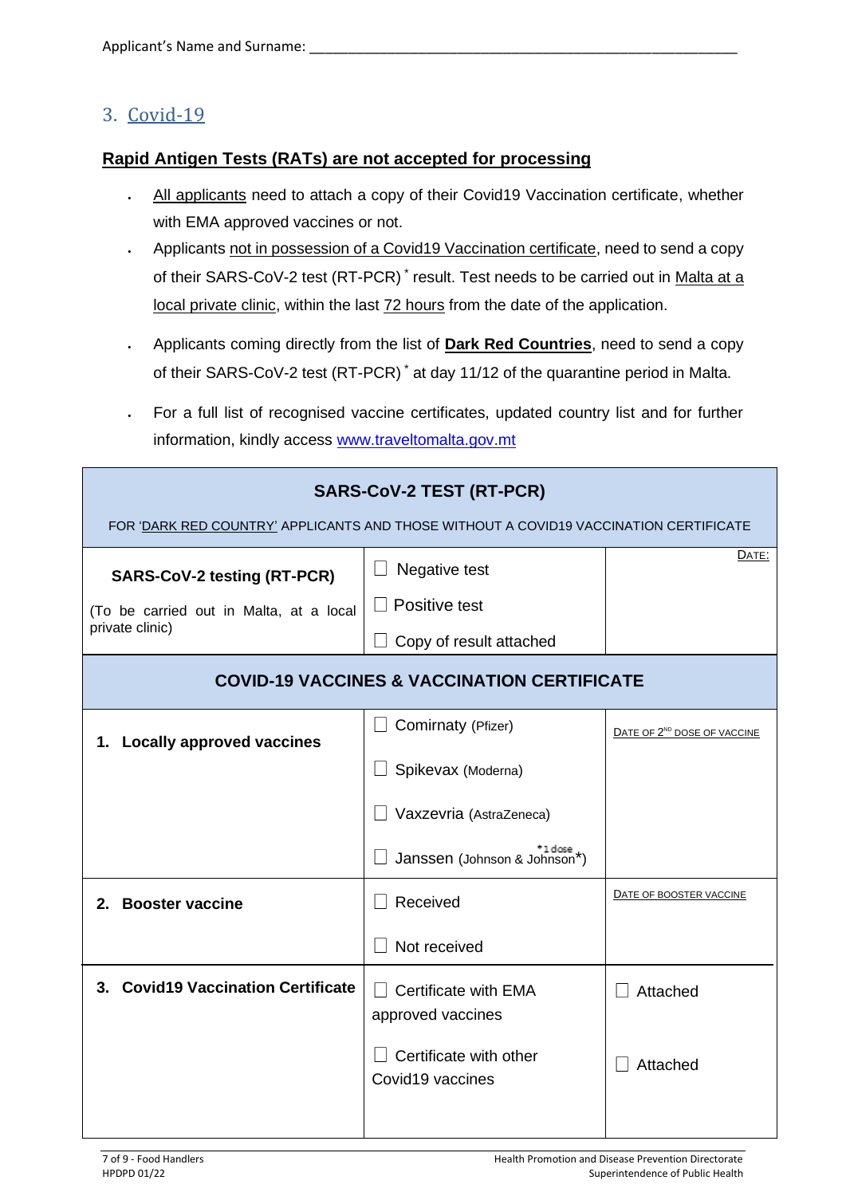Applicant's Name and Surname: ____________________________________________

## 3. Covid-19

**Rapid Antigen Tests (RATs) are not accepted for processing**

- All applicants need to attach a copy of their Covid19 Vaccination certificate, whether with EMA approved vaccines or not.
- Applicants not in possession of a Covid19 Vaccination certificate, need to send a copy of their SARS-CoV-2 test (RT-PCR) * result. Test needs to be carried out in Malta at a local private clinic, within the last 72 hours from the date of the application.
- Applicants coming directly from the list of **Dark Red Countries**, need to send a copy of their SARS-CoV-2 test (RT-PCR) * at day 11/12 of the quarantine period in Malta.
- For a full list of recognised vaccine certificates, updated country list and for further information, kindly access www.traveltomalta.gov.mt

| **SARS-CoV-2 TEST (RT-PCR)**<br>FOR 'DARK RED COUNTRY' APPLICANTS AND THOSE WITHOUT A COVID19 VACCINATION CERTIFICATE | | |
|---|---|---|
| **SARS-CoV-2 testing (RT-PCR)**<br>(To be carried out in Malta, at a local private clinic) | ☐ Negative test<br>☐ Positive test<br>☐ Copy of result attached | DATE: |
| **COVID-19 VACCINES & VACCINATION CERTIFICATE** | | |
| **1. Locally approved vaccines** | ☐ Comirnaty (Pfizer)<br>☐ Spikevax (Moderna)<br>☐ Vaxzevria (AstraZeneca)<br>☐ Janssen (Johnson & Johnson*) *1 dose | DATE OF 2ND DOSE OF VACCINE |
| **2. Booster vaccine** | ☐ Received<br>☐ Not received | DATE OF BOOSTER VACCINE |
| **3. Covid19 Vaccination Certificate** | ☐ Certificate with EMA approved vaccines<br>☐ Certificate with other Covid19 vaccines | ☐ Attached<br>☐ Attached |

HPDPD 01/22

Health Promotion and Disease Prevention Directorate
Superintendence of Public Health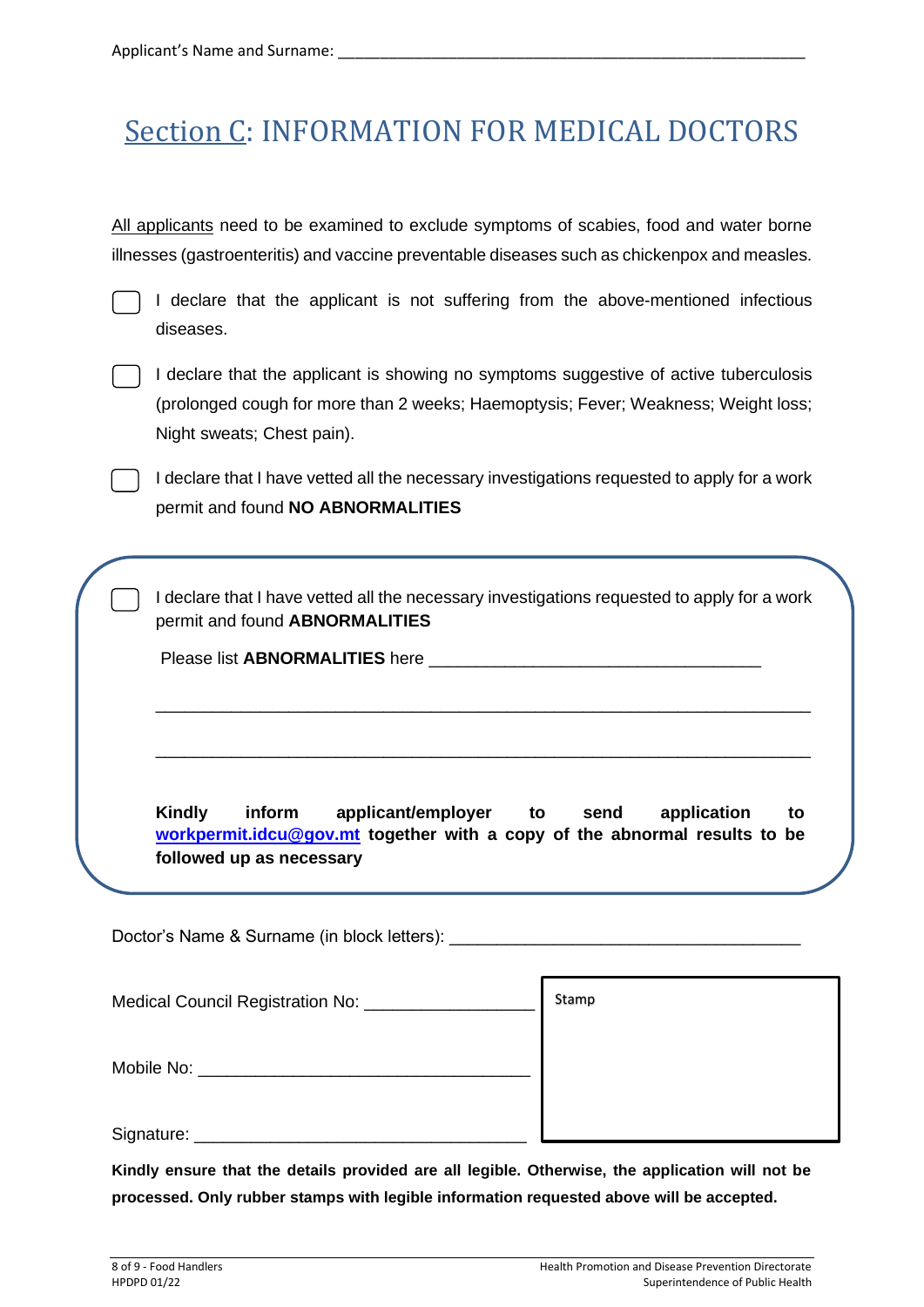Applicant's Name and Surname: ______________________________________________

# Section C: INFORMATION FOR MEDICAL DOCTORS

All applicants need to be examined to exclude symptoms of scabies, food and water borne illnesses (gastroenteritis) and vaccine preventable diseases such as chickenpox and measles.

☐ I declare that the applicant is not suffering from the above-mentioned infectious diseases.

☐ I declare that the applicant is showing no symptoms suggestive of active tuberculosis (prolonged cough for more than 2 weeks; Haemoptysis; Fever; Weakness; Weight loss; Night sweats; Chest pain).

☐ I declare that I have vetted all the necessary investigations requested to apply for a work permit and found **NO ABNORMALITIES**

☐ I declare that I have vetted all the necessary investigations requested to apply for a work permit and found **ABNORMALITIES**

Please list **ABNORMALITIES** here ___________________________________

_________________________________________________________________

_________________________________________________________________

**Kindly inform applicant/employer to send application to workpermit.idcu@gov.mt together with a copy of the abnormal results to be followed up as necessary**

Doctor's Name & Surname (in block letters): ___________________________________

Medical Council Registration No: _________________

Mobile No: ___________________________________

Signature: ___________________________________

Stamp

**Kindly ensure that the details provided are all legible. Otherwise, the application will not be processed. Only rubber stamps with legible information requested above will be accepted.**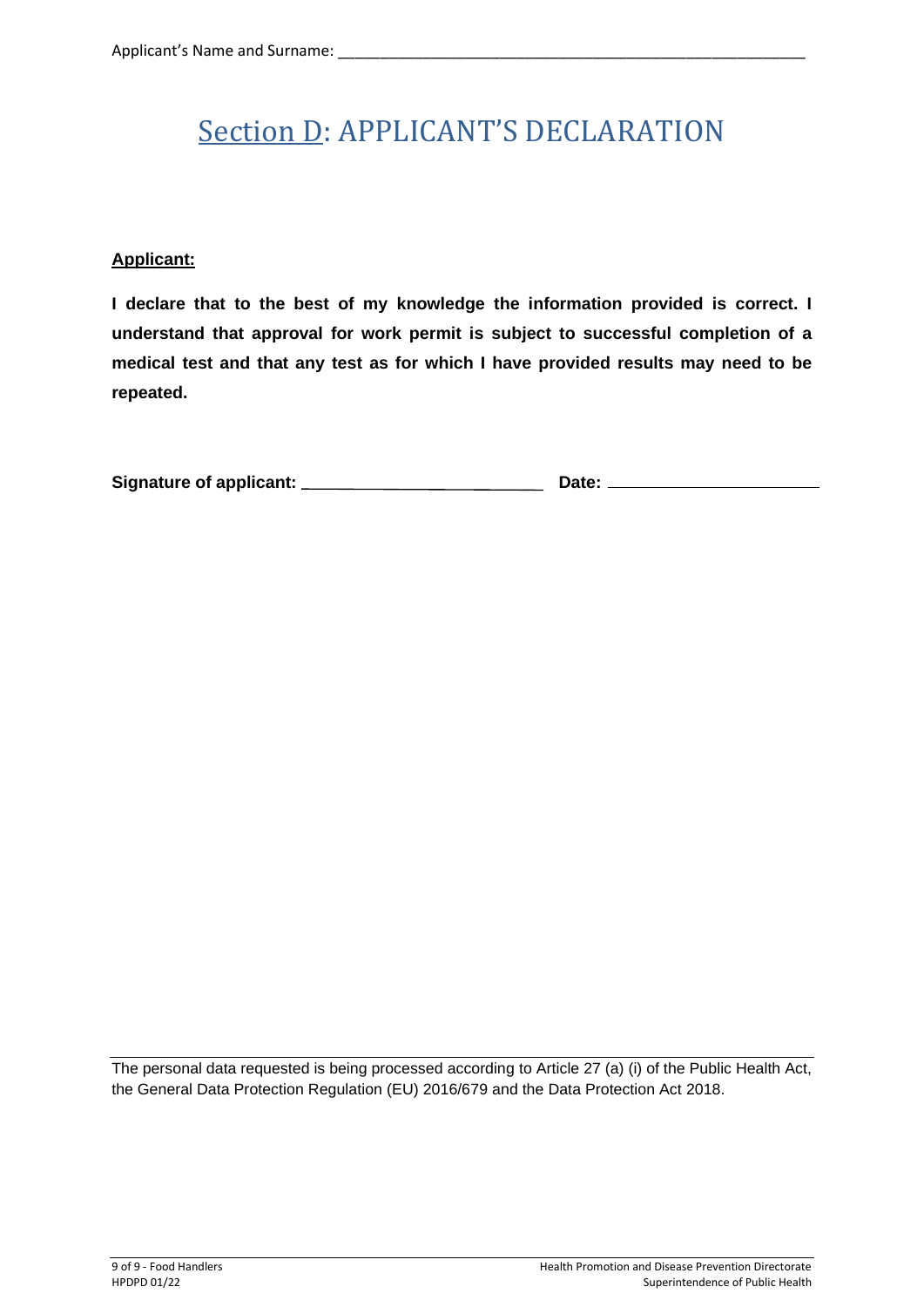Applicant's Name and Surname: ________________________________________________________

# Section D: APPLICANT'S DECLARATION

**Applicant:**

**I declare that to the best of my knowledge the information provided is correct. I understand that approval for work permit is subject to successful completion of a medical test and that any test as for which I have provided results may need to be repeated.**

**Signature of applicant:** ____________________________ **Date:** ________________________

The personal data requested is being processed according to Article 27 (a) (i) of the Public Health Act, the General Data Protection Regulation (EU) 2016/679 and the Data Protection Act 2018.